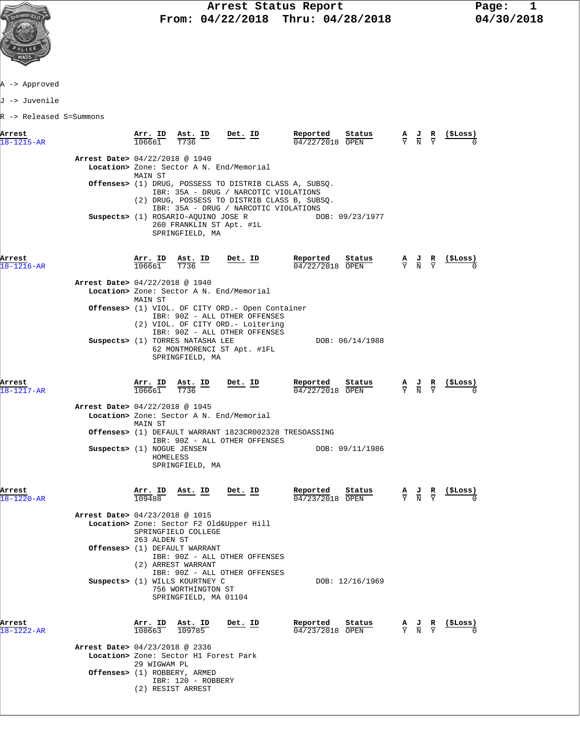# Arrest Status Report

From: 04/22/2018 Thru: 04/28/2018

04/30/2018

A -> Approved

J -> Juvenile

R -> Released S=Summons

| Arrest | Arr. ID | Ast. ID | Det. ID | Reported | Status | A | J | R | ($Loss) |
|---|---|---|---|---|---|---|---|---|---|
| 18-1215-AR | 106661 | T736 | | 04/22/2018 | OPEN | Y | N | Y | 0 |

**Arrest Date>** 04/22/2018 @ 1940
**Location>** Zone: Sector A N. End/Memorial
MAIN ST
**Offenses>** (1) DRUG, POSSESS TO DISTRIB CLASS A, SUBSQ.
IBR: 35A - DRUG / NARCOTIC VIOLATIONS
(2) DRUG, POSSESS TO DISTRIB CLASS B, SUBSQ.
IBR: 35A - DRUG / NARCOTIC VIOLATIONS
**Suspects>** (1) ROSARIO-AQUINO JOSE R DOB: 09/23/1977
260 FRANKLIN ST Apt. #1L
SPRINGFIELD, MA

| Arrest | Arr. ID | Ast. ID | Det. ID | Reported | Status | A | J | R | ($Loss) |
|---|---|---|---|---|---|---|---|---|---|
| 18-1216-AR | 106661 | T736 | | 04/22/2018 | OPEN | Y | N | Y | 0 |

**Arrest Date>** 04/22/2018 @ 1940
**Location>** Zone: Sector A N. End/Memorial
MAIN ST
**Offenses>** (1) VIOL. OF CITY ORD.- Open Container
IBR: 90Z - ALL OTHER OFFENSES
(2) VIOL. OF CITY ORD.- Loitering
IBR: 90Z - ALL OTHER OFFENSES
**Suspects>** (1) TORRES NATASHA LEE DOB: 06/14/1988
62 MONTMORENCI ST Apt. #1FL
SPRINGFIELD, MA

| Arrest | Arr. ID | Ast. ID | Det. ID | Reported | Status | A | J | R | ($Loss) |
|---|---|---|---|---|---|---|---|---|---|
| 18-1217-AR | 106661 | T736 | | 04/22/2018 | OPEN | Y | N | Y | 0 |

**Arrest Date>** 04/22/2018 @ 1945
**Location>** Zone: Sector A N. End/Memorial
MAIN ST
**Offenses>** (1) DEFAULT WARRANT 1823CR002328 TRESOASSING
IBR: 90Z - ALL OTHER OFFENSES
**Suspects>** (1) NOGUE JENSEN DOB: 09/11/1986
HOMELESS
SPRINGFIELD, MA

| Arrest | Arr. ID | Ast. ID | Det. ID | Reported | Status | A | J | R | ($Loss) |
|---|---|---|---|---|---|---|---|---|---|
| 18-1220-AR | 109488 | | | 04/23/2018 | OPEN | Y | N | Y | 0 |

**Arrest Date>** 04/23/2018 @ 1015
**Location>** Zone: Sector F2 Old&Upper Hill
SPRINGFIELD COLLEGE
263 ALDEN ST
**Offenses>** (1) DEFAULT WARRANT
IBR: 90Z - ALL OTHER OFFENSES
(2) ARREST WARRANT
IBR: 90Z - ALL OTHER OFFENSES
**Suspects>** (1) WILLS KOURTNEY C DOB: 12/16/1969
756 WORTHINGTON ST
SPRINGFIELD, MA 01104

| Arrest | Arr. ID | Ast. ID | Det. ID | Reported | Status | A | J | R | ($Loss) |
|---|---|---|---|---|---|---|---|---|---|
| 18-1222-AR | 108663 | 109785 | | 04/23/2018 | OPEN | Y | N | Y | 0 |

**Arrest Date>** 04/23/2018 @ 2336
**Location>** Zone: Sector H1 Forest Park
29 WIGWAM PL
**Offenses>** (1) ROBBERY, ARMED
IBR: 120 - ROBBERY
(2) RESIST ARREST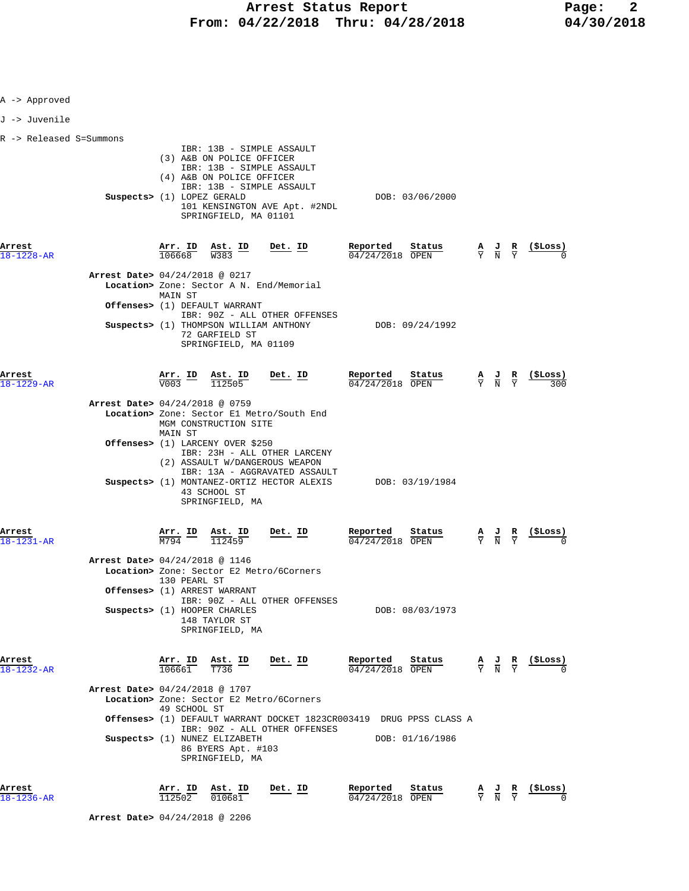A -> Approved

J -> Juvenile

R -> Released S=Summons

IBR: 13B - SIMPLE ASSAULT
(3) A&B ON POLICE OFFICER
IBR: 13B - SIMPLE ASSAULT
(4) A&B ON POLICE OFFICER
IBR: 13B - SIMPLE ASSAULT

**Suspects>** (1) LOPEZ GERALD — DOB: 03/06/2000
101 KENSINGTON AVE Apt. #2NDL
SPRINGFIELD, MA 01101

| Arrest | Arr. ID | Ast. ID | Det. ID | Reported | Status | A | J | R | ($Loss) |
|---|---|---|---|---|---|---|---|---|---|
| 18-1228-AR | 106668 | W383 | | 04/24/2018 | OPEN | Y | N | Y | 0 |

**Arrest Date>** 04/24/2018 @ 0217
**Location>** Zone: Sector A N. End/Memorial
MAIN ST
**Offenses>** (1) DEFAULT WARRANT
IBR: 90Z - ALL OTHER OFFENSES
**Suspects>** (1) THOMPSON WILLIAM ANTHONY — DOB: 09/24/1992
72 GARFIELD ST
SPRINGFIELD, MA 01109

| Arrest | Arr. ID | Ast. ID | Det. ID | Reported | Status | A | J | R | ($Loss) |
|---|---|---|---|---|---|---|---|---|---|
| 18-1229-AR | V003 | 112505 | | 04/24/2018 | OPEN | Y | N | Y | 300 |

**Arrest Date>** 04/24/2018 @ 0759
**Location>** Zone: Sector E1 Metro/South End
MGM CONSTRUCTION SITE
MAIN ST
**Offenses>** (1) LARCENY OVER $250
IBR: 23H - ALL OTHER LARCENY
(2) ASSAULT W/DANGEROUS WEAPON
IBR: 13A - AGGRAVATED ASSAULT
**Suspects>** (1) MONTANEZ-ORTIZ HECTOR ALEXIS — DOB: 03/19/1984
43 SCHOOL ST
SPRINGFIELD, MA

| Arrest | Arr. ID | Ast. ID | Det. ID | Reported | Status | A | J | R | ($Loss) |
|---|---|---|---|---|---|---|---|---|---|
| 18-1231-AR | M794 | 112459 | | 04/24/2018 | OPEN | Y | N | Y | 0 |

**Arrest Date>** 04/24/2018 @ 1146
**Location>** Zone: Sector E2 Metro/6Corners
130 PEARL ST
**Offenses>** (1) ARREST WARRANT
IBR: 90Z - ALL OTHER OFFENSES
**Suspects>** (1) HOOPER CHARLES — DOB: 08/03/1973
148 TAYLOR ST
SPRINGFIELD, MA

| Arrest | Arr. ID | Ast. ID | Det. ID | Reported | Status | A | J | R | ($Loss) |
|---|---|---|---|---|---|---|---|---|---|
| 18-1232-AR | 106661 | T736 | | 04/24/2018 | OPEN | Y | N | Y | 0 |

**Arrest Date>** 04/24/2018 @ 1707
**Location>** Zone: Sector E2 Metro/6Corners
49 SCHOOL ST
**Offenses>** (1) DEFAULT WARRANT DOCKET 1823CR003419 DRUG PPSS CLASS A
IBR: 90Z - ALL OTHER OFFENSES
**Suspects>** (1) NUNEZ ELIZABETH — DOB: 01/16/1986
86 BYERS Apt. #103
SPRINGFIELD, MA

| Arrest | Arr. ID | Ast. ID | Det. ID | Reported | Status | A | J | R | ($Loss) |
|---|---|---|---|---|---|---|---|---|---|
| 18-1236-AR | 112502 | 010681 | | 04/24/2018 | OPEN | Y | N | Y | 0 |

**Arrest Date>** 04/24/2018 @ 2206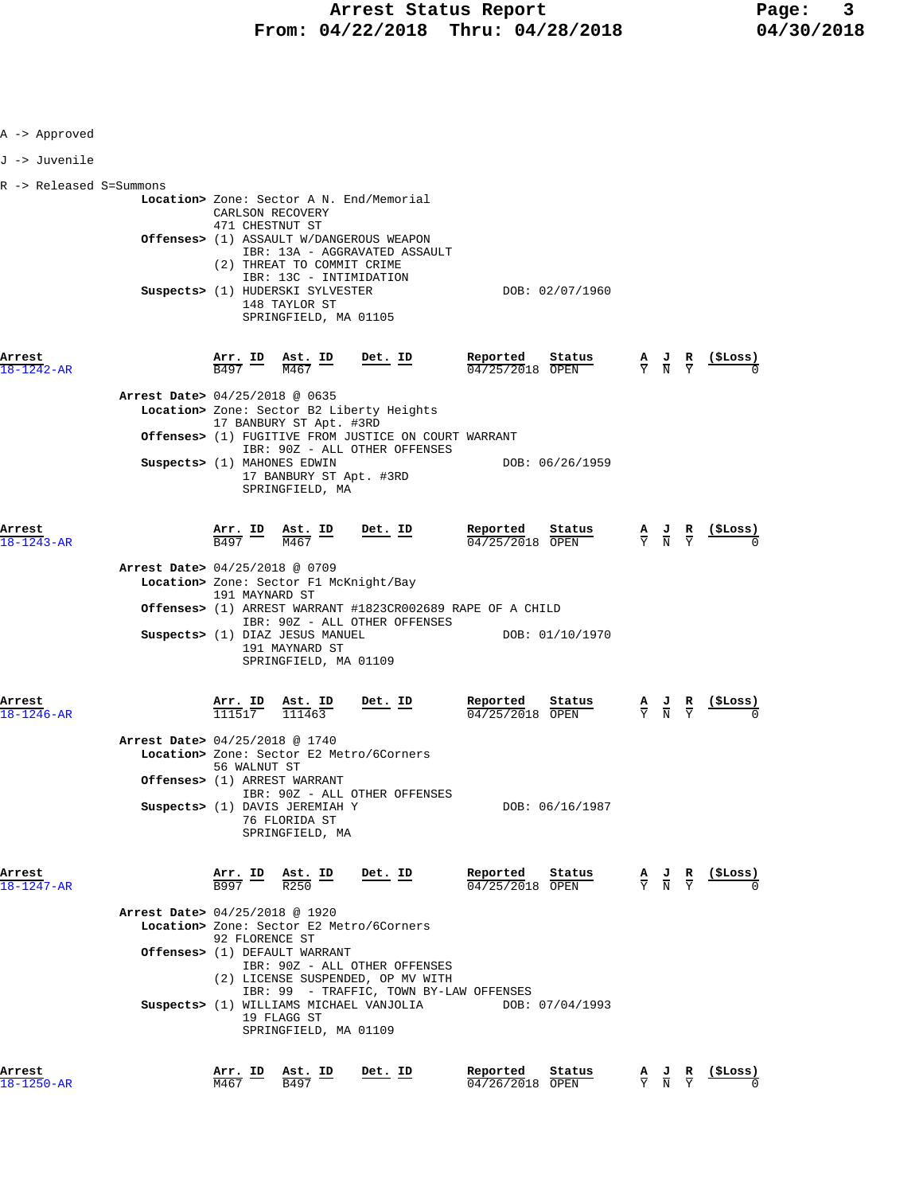A -> Approved

J -> Juvenile

R -> Released S=Summons

**Location>** Zone: Sector A N. End/Memorial
CARLSON RECOVERY
471 CHESTNUT ST

**Offenses>** (1) ASSAULT W/DANGEROUS WEAPON
IBR: 13A - AGGRAVATED ASSAULT
(2) THREAT TO COMMIT CRIME
IBR: 13C - INTIMIDATION

**Suspects>** (1) HUDERSKI SYLVESTER — DOB: 02/07/1960
148 TAYLOR ST
SPRINGFIELD, MA 01105

| Arrest | Arr. ID | Ast. ID | Det. ID | Reported | Status | A | J | R | ($Loss) |
|---|---|---|---|---|---|---|---|---|---|
| 18-1242-AR | B497 | M467 | | 04/25/2018 | OPEN | Y | N | Y | 0 |

**Arrest Date>** 04/25/2018 @ 0635

**Location>** Zone: Sector B2 Liberty Heights
17 BANBURY ST Apt. #3RD

**Offenses>** (1) FUGITIVE FROM JUSTICE ON COURT WARRANT
IBR: 90Z - ALL OTHER OFFENSES

**Suspects>** (1) MAHONES EDWIN — DOB: 06/26/1959
17 BANBURY ST Apt. #3RD
SPRINGFIELD, MA

| Arrest | Arr. ID | Ast. ID | Det. ID | Reported | Status | A | J | R | ($Loss) |
|---|---|---|---|---|---|---|---|---|---|
| 18-1243-AR | B497 | M467 | | 04/25/2018 | OPEN | Y | N | Y | 0 |

**Arrest Date>** 04/25/2018 @ 0709

**Location>** Zone: Sector F1 McKnight/Bay
191 MAYNARD ST

**Offenses>** (1) ARREST WARRANT #1823CR002689 RAPE OF A CHILD
IBR: 90Z - ALL OTHER OFFENSES

**Suspects>** (1) DIAZ JESUS MANUEL — DOB: 01/10/1970
191 MAYNARD ST
SPRINGFIELD, MA 01109

| Arrest | Arr. ID | Ast. ID | Det. ID | Reported | Status | A | J | R | ($Loss) |
|---|---|---|---|---|---|---|---|---|---|
| 18-1246-AR | 111517 | 111463 | | 04/25/2018 | OPEN | Y | N | Y | 0 |

**Arrest Date>** 04/25/2018 @ 1740

**Location>** Zone: Sector E2 Metro/6Corners
56 WALNUT ST

**Offenses>** (1) ARREST WARRANT
IBR: 90Z - ALL OTHER OFFENSES

**Suspects>** (1) DAVIS JEREMIAH Y — DOB: 06/16/1987
76 FLORIDA ST
SPRINGFIELD, MA

| Arrest | Arr. ID | Ast. ID | Det. ID | Reported | Status | A | J | R | ($Loss) |
|---|---|---|---|---|---|---|---|---|---|
| 18-1247-AR | B997 | R250 | | 04/25/2018 | OPEN | Y | N | Y | 0 |

**Arrest Date>** 04/25/2018 @ 1920

**Location>** Zone: Sector E2 Metro/6Corners
92 FLORENCE ST

**Offenses>** (1) DEFAULT WARRANT
IBR: 90Z - ALL OTHER OFFENSES
(2) LICENSE SUSPENDED, OP MV WITH
IBR: 99 - TRAFFIC, TOWN BY-LAW OFFENSES

**Suspects>** (1) WILLIAMS MICHAEL VANJOLIA — DOB: 07/04/1993
19 FLAGG ST
SPRINGFIELD, MA 01109

| Arrest | Arr. ID | Ast. ID | Det. ID | Reported | Status | A | J | R | ($Loss) |
|---|---|---|---|---|---|---|---|---|---|
| 18-1250-AR | M467 | B497 | | 04/26/2018 | OPEN | Y | N | Y | 0 |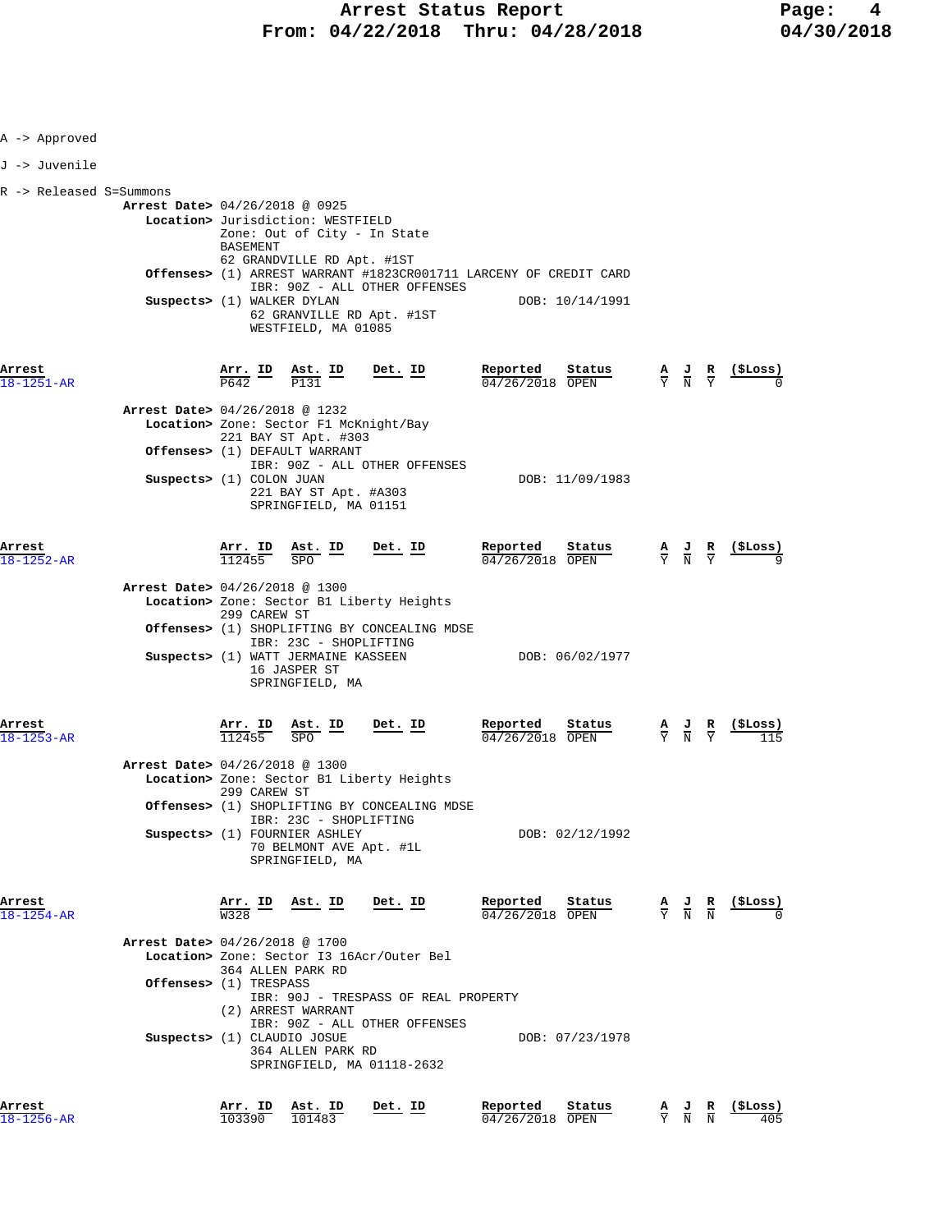A -> Approved

J -> Juvenile

R -> Released S=Summons

**Arrest Date>** 04/26/2018 @ 0925
**Location>** Jurisdiction: WESTFIELD
Zone: Out of City - In State
BASEMENT
62 GRANDVILLE RD Apt. #1ST
**Offenses>** (1) ARREST WARRANT #1823CR001711 LARCENY OF CREDIT CARD
IBR: 90Z - ALL OTHER OFFENSES
**Suspects>** (1) WALKER DYLAN — DOB: 10/14/1991
62 GRANVILLE RD Apt. #1ST
WESTFIELD, MA 01085

| Arrest | Arr. ID | Ast. ID | Det. ID | Reported | Status | A | J | R | ($Loss) |
|---|---|---|---|---|---|---|---|---|---|
| 18-1251-AR | P642 | P131 | | 04/26/2018 | OPEN | Y | N | Y | 0 |

**Arrest Date>** 04/26/2018 @ 1232
**Location>** Zone: Sector F1 McKnight/Bay
221 BAY ST Apt. #303
**Offenses>** (1) DEFAULT WARRANT
IBR: 90Z - ALL OTHER OFFENSES
**Suspects>** (1) COLON JUAN — DOB: 11/09/1983
221 BAY ST Apt. #A303
SPRINGFIELD, MA 01151

| Arrest | Arr. ID | Ast. ID | Det. ID | Reported | Status | A | J | R | ($Loss) |
|---|---|---|---|---|---|---|---|---|---|
| 18-1252-AR | 112455 | SPO | | 04/26/2018 | OPEN | Y | N | Y | 9 |

**Arrest Date>** 04/26/2018 @ 1300
**Location>** Zone: Sector B1 Liberty Heights
299 CAREW ST
**Offenses>** (1) SHOPLIFTING BY CONCEALING MDSE
IBR: 23C - SHOPLIFTING
**Suspects>** (1) WATT JERMAINE KASSEEN — DOB: 06/02/1977
16 JASPER ST
SPRINGFIELD, MA

| Arrest | Arr. ID | Ast. ID | Det. ID | Reported | Status | A | J | R | ($Loss) |
|---|---|---|---|---|---|---|---|---|---|
| 18-1253-AR | 112455 | SPO | | 04/26/2018 | OPEN | Y | N | Y | 115 |

**Arrest Date>** 04/26/2018 @ 1300
**Location>** Zone: Sector B1 Liberty Heights
299 CAREW ST
**Offenses>** (1) SHOPLIFTING BY CONCEALING MDSE
IBR: 23C - SHOPLIFTING
**Suspects>** (1) FOURNIER ASHLEY — DOB: 02/12/1992
70 BELMONT AVE Apt. #1L
SPRINGFIELD, MA

| Arrest | Arr. ID | Ast. ID | Det. ID | Reported | Status | A | J | R | ($Loss) |
|---|---|---|---|---|---|---|---|---|---|
| 18-1254-AR | W328 | | | 04/26/2018 | OPEN | Y | N | N | 0 |

**Arrest Date>** 04/26/2018 @ 1700
**Location>** Zone: Sector I3 16Acr/Outer Bel
364 ALLEN PARK RD
**Offenses>** (1) TRESPASS
IBR: 90J - TRESPASS OF REAL PROPERTY
(2) ARREST WARRANT
IBR: 90Z - ALL OTHER OFFENSES
**Suspects>** (1) CLAUDIO JOSUE — DOB: 07/23/1978
364 ALLEN PARK RD
SPRINGFIELD, MA 01118-2632

| Arrest | Arr. ID | Ast. ID | Det. ID | Reported | Status | A | J | R | ($Loss) |
|---|---|---|---|---|---|---|---|---|---|
| 18-1256-AR | 103390 | 101483 | | 04/26/2018 | OPEN | Y | N | N | 405 |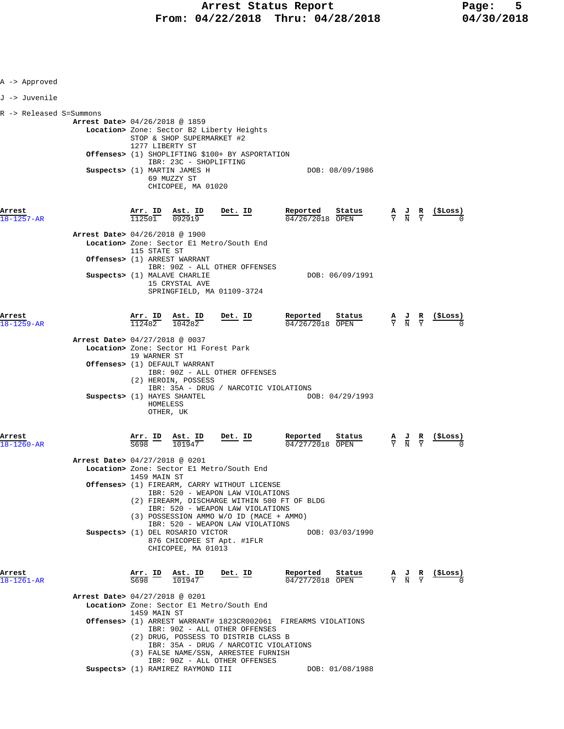# Arrest Status Report

## From: 04/22/2018 Thru: 04/28/2018

A -> Approved

J -> Juvenile

R -> Released S=Summons

**Arrest Date>** 04/26/2018 @ 1859
**Location>** Zone: Sector B2 Liberty Heights
STOP & SHOP SUPERMARKET #2
1277 LIBERTY ST
**Offenses>** (1) SHOPLIFTING $100+ BY ASPORTATION
IBR: 23C - SHOPLIFTING
**Suspects>** (1) MARTIN JAMES H — DOB: 08/09/1986
69 MUZZY ST
CHICOPEE, MA 01020

| Arrest | Arr. ID | Ast. ID | Det. ID | Reported | Status | A | J | R | ($Loss) |
|---|---|---|---|---|---|---|---|---|---|
| 18-1257-AR | 112501 | 092919 | | 04/26/2018 | OPEN | Y | N | Y | 0 |

**Arrest Date>** 04/26/2018 @ 1900
**Location>** Zone: Sector E1 Metro/South End
115 STATE ST
**Offenses>** (1) ARREST WARRANT
IBR: 90Z - ALL OTHER OFFENSES
**Suspects>** (1) MALAVE CHARLIE — DOB: 06/09/1991
15 CRYSTAL AVE
SPRINGFIELD, MA 01109-3724

| Arrest | Arr. ID | Ast. ID | Det. ID | Reported | Status | A | J | R | ($Loss) |
|---|---|---|---|---|---|---|---|---|---|
| 18-1259-AR | 112482 | 104282 | | 04/26/2018 | OPEN | Y | N | Y | 0 |

**Arrest Date>** 04/27/2018 @ 0037
**Location>** Zone: Sector H1 Forest Park
19 WARNER ST
**Offenses>** (1) DEFAULT WARRANT
IBR: 90Z - ALL OTHER OFFENSES
(2) HEROIN, POSSESS
IBR: 35A - DRUG / NARCOTIC VIOLATIONS
**Suspects>** (1) HAYES SHANTEL — DOB: 04/29/1993
HOMELESS
OTHER, UK

| Arrest | Arr. ID | Ast. ID | Det. ID | Reported | Status | A | J | R | ($Loss) |
|---|---|---|---|---|---|---|---|---|---|
| 18-1260-AR | S698 | 101947 | | 04/27/2018 | OPEN | Y | N | Y | 0 |

**Arrest Date>** 04/27/2018 @ 0201
**Location>** Zone: Sector E1 Metro/South End
1459 MAIN ST
**Offenses>** (1) FIREARM, CARRY WITHOUT LICENSE
IBR: 520 - WEAPON LAW VIOLATIONS
(2) FIREARM, DISCHARGE WITHIN 500 FT OF BLDG
IBR: 520 - WEAPON LAW VIOLATIONS
(3) POSSESSION AMMO W/O ID (MACE + AMMO)
IBR: 520 - WEAPON LAW VIOLATIONS
**Suspects>** (1) DEL ROSARIO VICTOR — DOB: 03/03/1990
876 CHICOPEE ST Apt. #1FLR
CHICOPEE, MA 01013

| Arrest | Arr. ID | Ast. ID | Det. ID | Reported | Status | A | J | R | ($Loss) |
|---|---|---|---|---|---|---|---|---|---|
| 18-1261-AR | S698 | 101947 | | 04/27/2018 | OPEN | Y | N | Y | 0 |

**Arrest Date>** 04/27/2018 @ 0201
**Location>** Zone: Sector E1 Metro/South End
1459 MAIN ST
**Offenses>** (1) ARREST WARRANT# 1823CR002061 FIREARMS VIOLATIONS
IBR: 90Z - ALL OTHER OFFENSES
(2) DRUG, POSSESS TO DISTRIB CLASS B
IBR: 35A - DRUG / NARCOTIC VIOLATIONS
(3) FALSE NAME/SSN, ARRESTEE FURNISH
IBR: 90Z - ALL OTHER OFFENSES
**Suspects>** (1) RAMIREZ RAYMOND III — DOB: 01/08/1988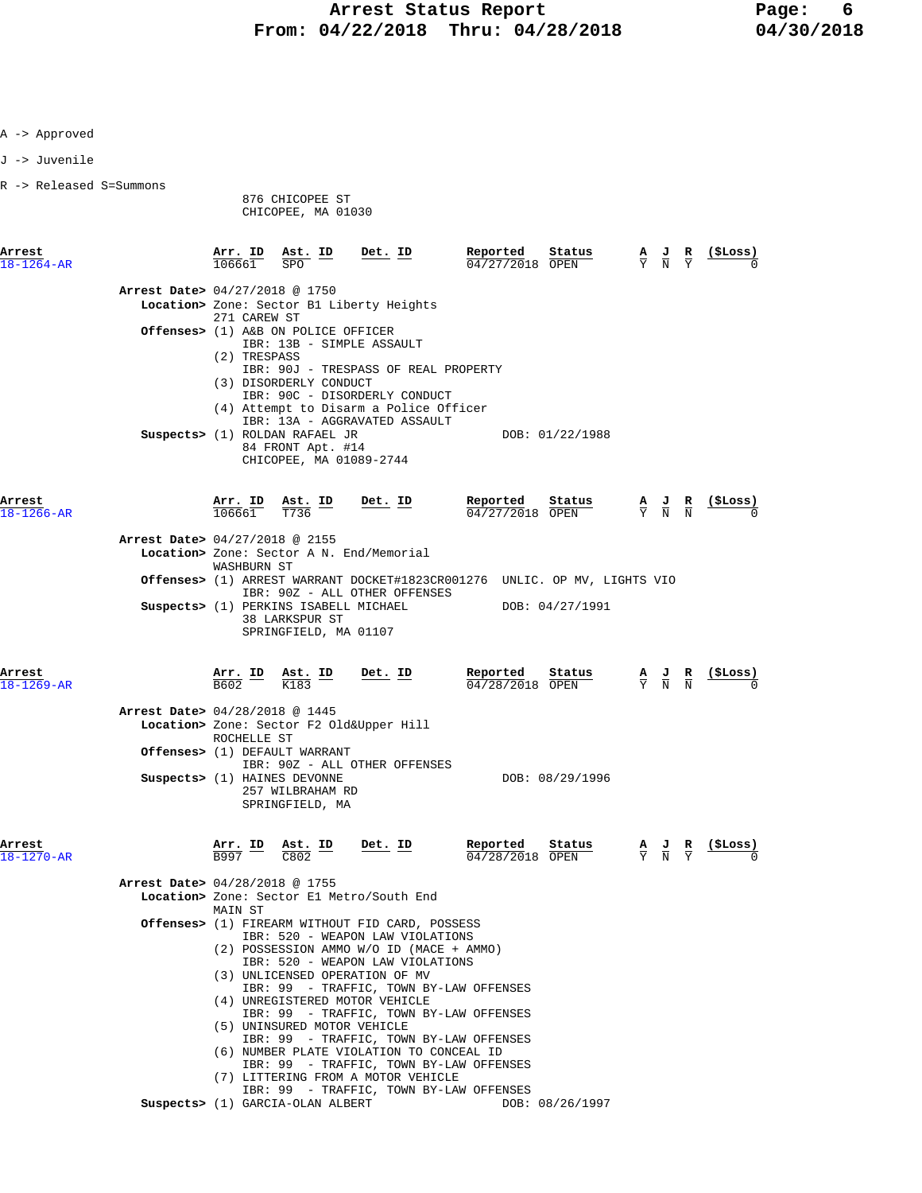A -> Approved

J -> Juvenile

R -> Released S=Summons

876 CHICOPEE ST
CHICOPEE, MA 01030

| Arrest | Arr. ID | Ast. ID | Det. ID | Reported | Status | A | J | R | ($Loss) |
|---|---|---|---|---|---|---|---|---|---|
| 18-1264-AR | 106661 | SPO | | 04/27/2018 | OPEN | Y | N | Y | 0 |

**Arrest Date>** 04/27/2018 @ 1750
**Location>** Zone: Sector B1 Liberty Heights
271 CAREW ST
**Offenses>** (1) A&B ON POLICE OFFICER
IBR: 13B - SIMPLE ASSAULT
(2) TRESPASS
IBR: 90J - TRESPASS OF REAL PROPERTY
(3) DISORDERLY CONDUCT
IBR: 90C - DISORDERLY CONDUCT
(4) Attempt to Disarm a Police Officer
IBR: 13A - AGGRAVATED ASSAULT
**Suspects>** (1) ROLDAN RAFAEL JR — DOB: 01/22/1988
84 FRONT Apt. #14
CHICOPEE, MA 01089-2744

| Arrest | Arr. ID | Ast. ID | Det. ID | Reported | Status | A | J | R | ($Loss) |
|---|---|---|---|---|---|---|---|---|---|
| 18-1266-AR | 106661 | T736 | | 04/27/2018 | OPEN | Y | N | N | 0 |

**Arrest Date>** 04/27/2018 @ 2155
**Location>** Zone: Sector A N. End/Memorial
WASHBURN ST
**Offenses>** (1) ARREST WARRANT DOCKET#1823CR001276 UNLIC. OP MV, LIGHTS VIO
IBR: 90Z - ALL OTHER OFFENSES
**Suspects>** (1) PERKINS ISABELL MICHAEL — DOB: 04/27/1991
38 LARKSPUR ST
SPRINGFIELD, MA 01107

| Arrest | Arr. ID | Ast. ID | Det. ID | Reported | Status | A | J | R | ($Loss) |
|---|---|---|---|---|---|---|---|---|---|
| 18-1269-AR | B602 | K183 | | 04/28/2018 | OPEN | Y | N | N | 0 |

**Arrest Date>** 04/28/2018 @ 1445
**Location>** Zone: Sector F2 Old&Upper Hill
ROCHELLE ST
**Offenses>** (1) DEFAULT WARRANT
IBR: 90Z - ALL OTHER OFFENSES
**Suspects>** (1) HAINES DEVONNE — DOB: 08/29/1996
257 WILBRAHAM RD
SPRINGFIELD, MA

| Arrest | Arr. ID | Ast. ID | Det. ID | Reported | Status | A | J | R | ($Loss) |
|---|---|---|---|---|---|---|---|---|---|
| 18-1270-AR | B997 | C802 | | 04/28/2018 | OPEN | Y | N | Y | 0 |

**Arrest Date>** 04/28/2018 @ 1755
**Location>** Zone: Sector E1 Metro/South End
MAIN ST
**Offenses>** (1) FIREARM WITHOUT FID CARD, POSSESS
IBR: 520 - WEAPON LAW VIOLATIONS
(2) POSSESSION AMMO W/O ID (MACE + AMMO)
IBR: 520 - WEAPON LAW VIOLATIONS
(3) UNLICENSED OPERATION OF MV
IBR: 99 - TRAFFIC, TOWN BY-LAW OFFENSES
(4) UNREGISTERED MOTOR VEHICLE
IBR: 99 - TRAFFIC, TOWN BY-LAW OFFENSES
(5) UNINSURED MOTOR VEHICLE
IBR: 99 - TRAFFIC, TOWN BY-LAW OFFENSES
(6) NUMBER PLATE VIOLATION TO CONCEAL ID
IBR: 99 - TRAFFIC, TOWN BY-LAW OFFENSES
(7) LITTERING FROM A MOTOR VEHICLE
IBR: 99 - TRAFFIC, TOWN BY-LAW OFFENSES
**Suspects>** (1) GARCIA-OLAN ALBERT — DOB: 08/26/1997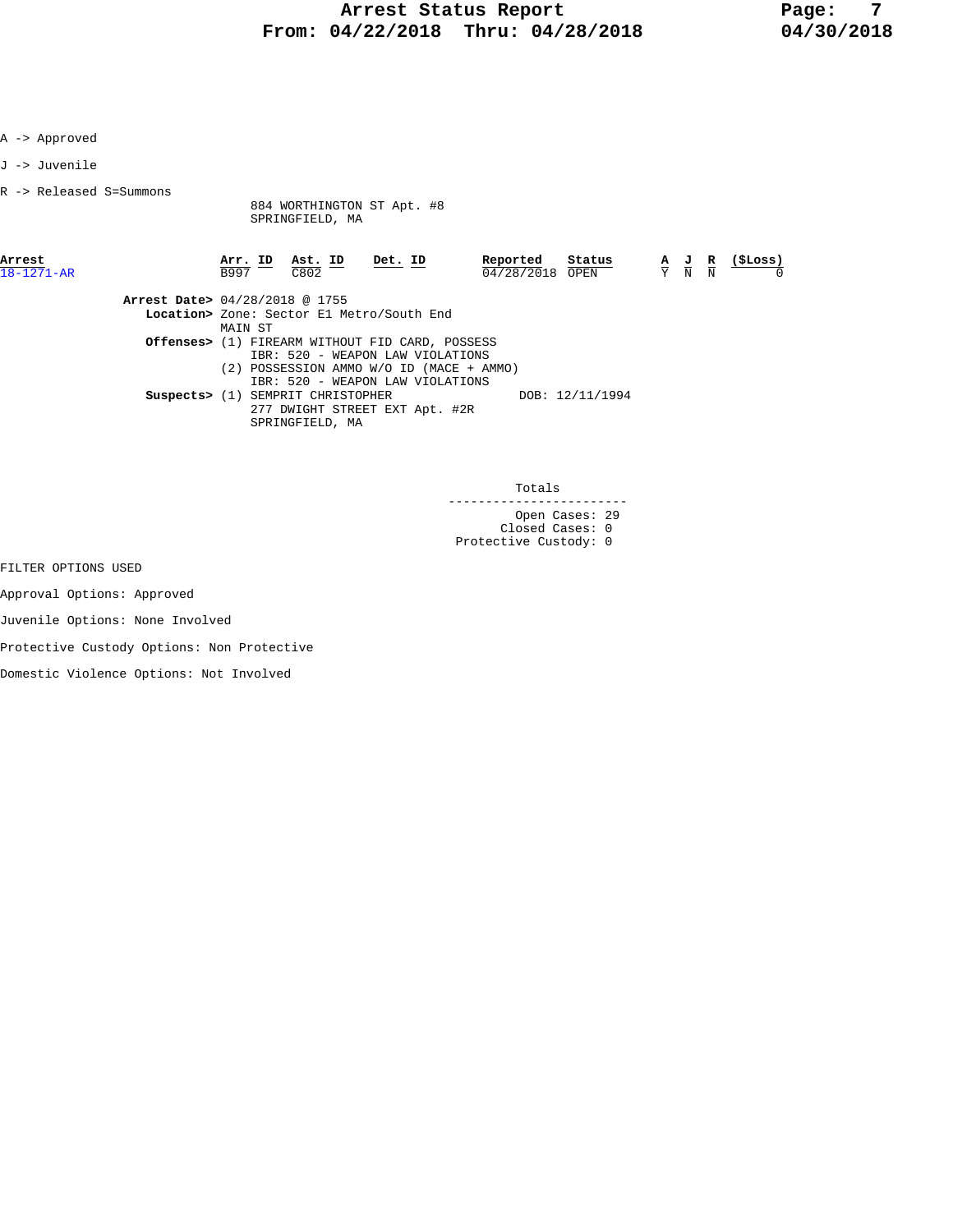A -> Approved

J -> Juvenile

R -> Released S=Summons

884 WORTHINGTON ST Apt. #8
SPRINGFIELD, MA

| Arrest | Arr. ID | Ast. ID | Det. ID | Reported | Status | A | J | R | ($Loss) |
|---|---|---|---|---|---|---|---|---|---|
| 18-1271-AR | B997 | C802 | | 04/28/2018 | OPEN | Y | N | N | 0 |

**Arrest Date>** 04/28/2018 @ 1755
**Location>** Zone: Sector E1 Metro/South End
MAIN ST
**Offenses>** (1) FIREARM WITHOUT FID CARD, POSSESS
IBR: 520 - WEAPON LAW VIOLATIONS
(2) POSSESSION AMMO W/O ID (MACE + AMMO)
IBR: 520 - WEAPON LAW VIOLATIONS
**Suspects>** (1) SEMPRIT CHRISTOPHER DOB: 12/11/1994
277 DWIGHT STREET EXT Apt. #2R
SPRINGFIELD, MA

Totals

Open Cases: 29
Closed Cases: 0
Protective Custody: 0

FILTER OPTIONS USED

Approval Options: Approved

Juvenile Options: None Involved

Protective Custody Options: Non Protective

Domestic Violence Options: Not Involved